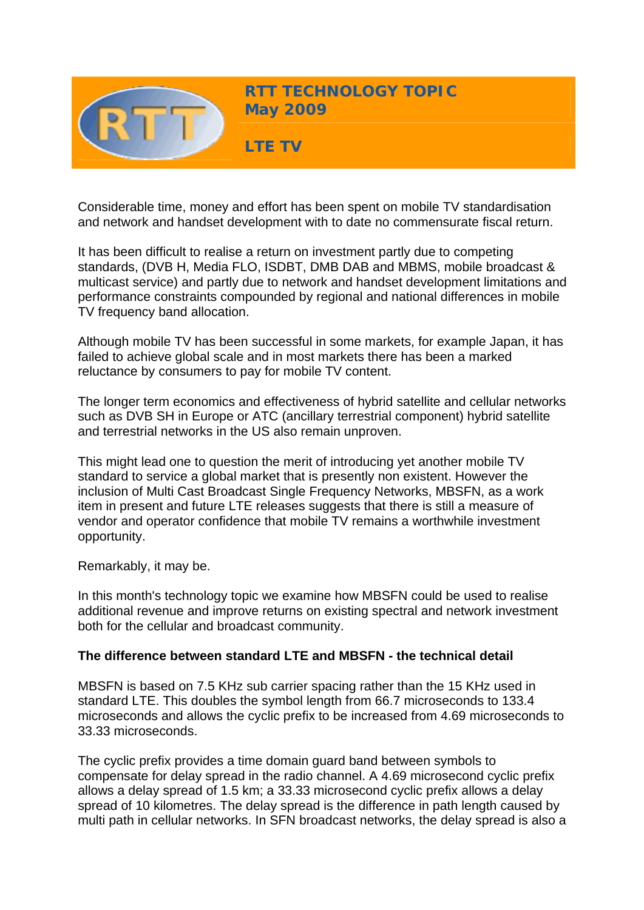# RTT TECHNOLOGY TOPIC
## May 2009

## LTE TV

Considerable time, money and effort has been spent on mobile TV standardisation and network and handset development with to date no commensurate fiscal return.

It has been difficult to realise a return on investment partly due to competing standards, (DVB H, Media FLO, ISDBT, DMB DAB and MBMS, mobile broadcast & multicast service) and partly due to network and handset development limitations and performance constraints compounded by regional and national differences in mobile TV frequency band allocation.

Although mobile TV has been successful in some markets, for example Japan, it has failed to achieve global scale and in most markets there has been a marked reluctance by consumers to pay for mobile TV content.

The longer term economics and effectiveness of hybrid satellite and cellular networks such as DVB SH in Europe or ATC (ancillary terrestrial component) hybrid satellite and terrestrial networks in the US also remain unproven.

This might lead one to question the merit of introducing yet another mobile TV standard to service a global market that is presently non existent. However the inclusion of Multi Cast Broadcast Single Frequency Networks, MBSFN, as a work item in present and future LTE releases suggests that there is still a measure of vendor and operator confidence that mobile TV remains a worthwhile investment opportunity.

Remarkably, it may be.

In this month's technology topic we examine how MBSFN could be used to realise additional revenue and improve returns on existing spectral and network investment both for the cellular and broadcast community.

**The difference between standard LTE and MBSFN - the technical detail**

MBSFN is based on 7.5 KHz sub carrier spacing rather than the 15 KHz used in standard LTE. This doubles the symbol length from 66.7 microseconds to 133.4 microseconds and allows the cyclic prefix to be increased from 4.69 microseconds to 33.33 microseconds.

The cyclic prefix provides a time domain guard band between symbols to compensate for delay spread in the radio channel. A 4.69 microsecond cyclic prefix allows a delay spread of 1.5 km; a 33.33 microsecond cyclic prefix allows a delay spread of 10 kilometres. The delay spread is the difference in path length caused by multi path in cellular networks. In SFN broadcast networks, the delay spread is also a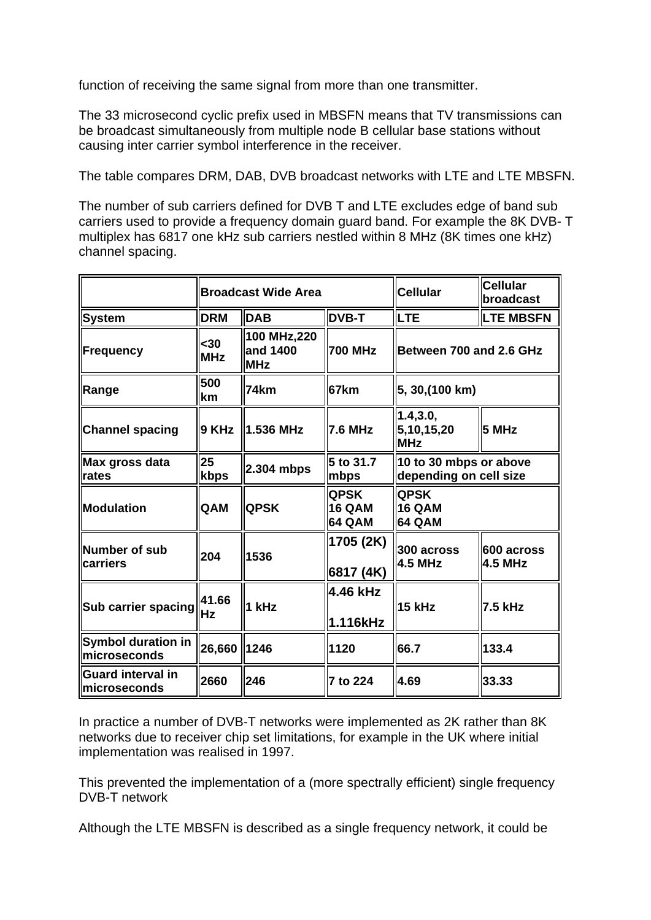function of receiving the same signal from more than one transmitter.

The 33 microsecond cyclic prefix used in MBSFN means that TV transmissions can be broadcast simultaneously from multiple node B cellular base stations without causing inter carrier symbol interference in the receiver.

The table compares DRM, DAB, DVB broadcast networks with LTE and LTE MBSFN.

The number of sub carriers defined for DVB T and LTE excludes edge of band sub carriers used to provide a frequency domain guard band. For example the 8K DVB- T multiplex has 6817 one kHz sub carriers nestled within 8 MHz (8K times one kHz) channel spacing.

| | **Broadcast Wide Area** | | | **Cellular** | **Cellular broadcast** |
|---|---|---|---|---|---|
| **System** | **DRM** | **DAB** | **DVB-T** | **LTE** | **LTE MBSFN** |
| **Frequency** | **<30 MHz** | **100 MHz,220 and 1400 MHz** | **700 MHz** | **Between 700 and 2.6 GHz** | |
| **Range** | **500 km** | **74km** | **67km** | **5, 30,(100 km)** | |
| **Channel spacing** | **9 KHz** | **1.536 MHz** | **7.6 MHz** | **1.4,3.0, 5,10,15,20 MHz** | **5 MHz** |
| **Max gross data rates** | **25 kbps** | **2.304 mbps** | **5 to 31.7 mbps** | **10 to 30 mbps or above depending on cell size** | |
| **Modulation** | **QAM** | **QPSK** | **QPSK 16 QAM 64 QAM** | **QPSK 16 QAM 64 QAM** | |
| **Number of sub carriers** | **204** | **1536** | **1705 (2K) 6817 (4K)** | **300 across 4.5 MHz** | **600 across 4.5 MHz** |
| **Sub carrier spacing** | **41.66 Hz** | **1 kHz** | **4.46 kHz 1.116kHz** | **15 kHz** | **7.5 kHz** |
| **Symbol duration in microseconds** | **26,660** | **1246** | **1120** | **66.7** | **133.4** |
| **Guard interval in microseconds** | **2660** | **246** | **7 to 224** | **4.69** | **33.33** |

In practice a number of DVB-T networks were implemented as 2K rather than 8K networks due to receiver chip set limitations, for example in the UK where initial implementation was realised in 1997.

This prevented the implementation of a (more spectrally efficient) single frequency DVB-T network

Although the LTE MBSFN is described as a single frequency network, it could be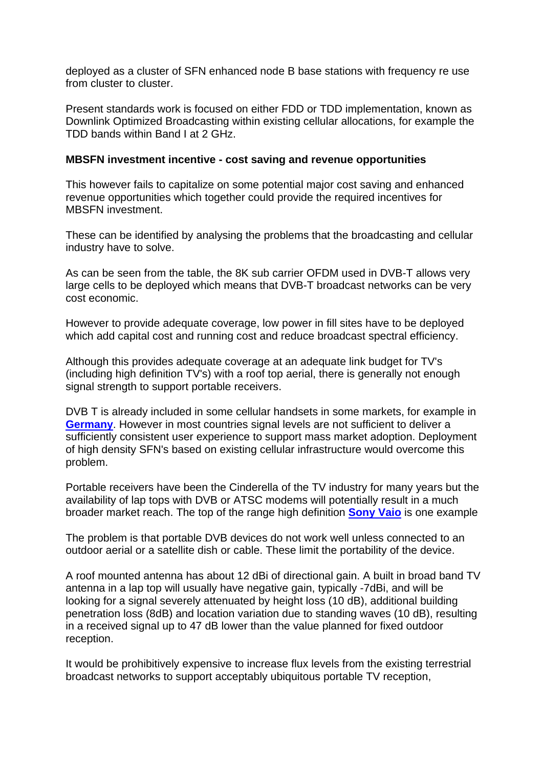deployed as a cluster of SFN enhanced node B base stations with frequency re use from cluster to cluster.

Present standards work is focused on either FDD or TDD implementation, known as Downlink Optimized Broadcasting within existing cellular allocations, for example the TDD bands within Band I at 2 GHz.

**MBSFN investment incentive - cost saving and revenue opportunities**

This however fails to capitalize on some potential major cost saving and enhanced revenue opportunities which together could provide the required incentives for MBSFN investment.

These can be identified by analysing the problems that the broadcasting and cellular industry have to solve.

As can be seen from the table, the 8K sub carrier OFDM used in DVB-T allows very large cells to be deployed which means that DVB-T broadcast networks can be very cost economic.

However to provide adequate coverage, low power in fill sites have to be deployed which add capital cost and running cost and reduce broadcast spectral efficiency.

Although this provides adequate coverage at an adequate link budget for TV's (including high definition TV's) with a roof top aerial, there is generally not enough signal strength to support portable receivers.

DVB T is already included in some cellular handsets in some markets, for example in **Germany**. However in most countries signal levels are not sufficient to deliver a sufficiently consistent user experience to support mass market adoption. Deployment of high density SFN's based on existing cellular infrastructure would overcome this problem.

Portable receivers have been the Cinderella of the TV industry for many years but the availability of lap tops with DVB or ATSC modems will potentially result in a much broader market reach. The top of the range high definition **Sony Vaio** is one example

The problem is that portable DVB devices do not work well unless connected to an outdoor aerial or a satellite dish or cable. These limit the portability of the device.

A roof mounted antenna has about 12 dBi of directional gain. A built in broad band TV antenna in a lap top will usually have negative gain, typically -7dBi, and will be looking for a signal severely attenuated by height loss (10 dB), additional building penetration loss (8dB) and location variation due to standing waves (10 dB), resulting in a received signal up to 47 dB lower than the value planned for fixed outdoor reception.

It would be prohibitively expensive to increase flux levels from the existing terrestrial broadcast networks to support acceptably ubiquitous portable TV reception,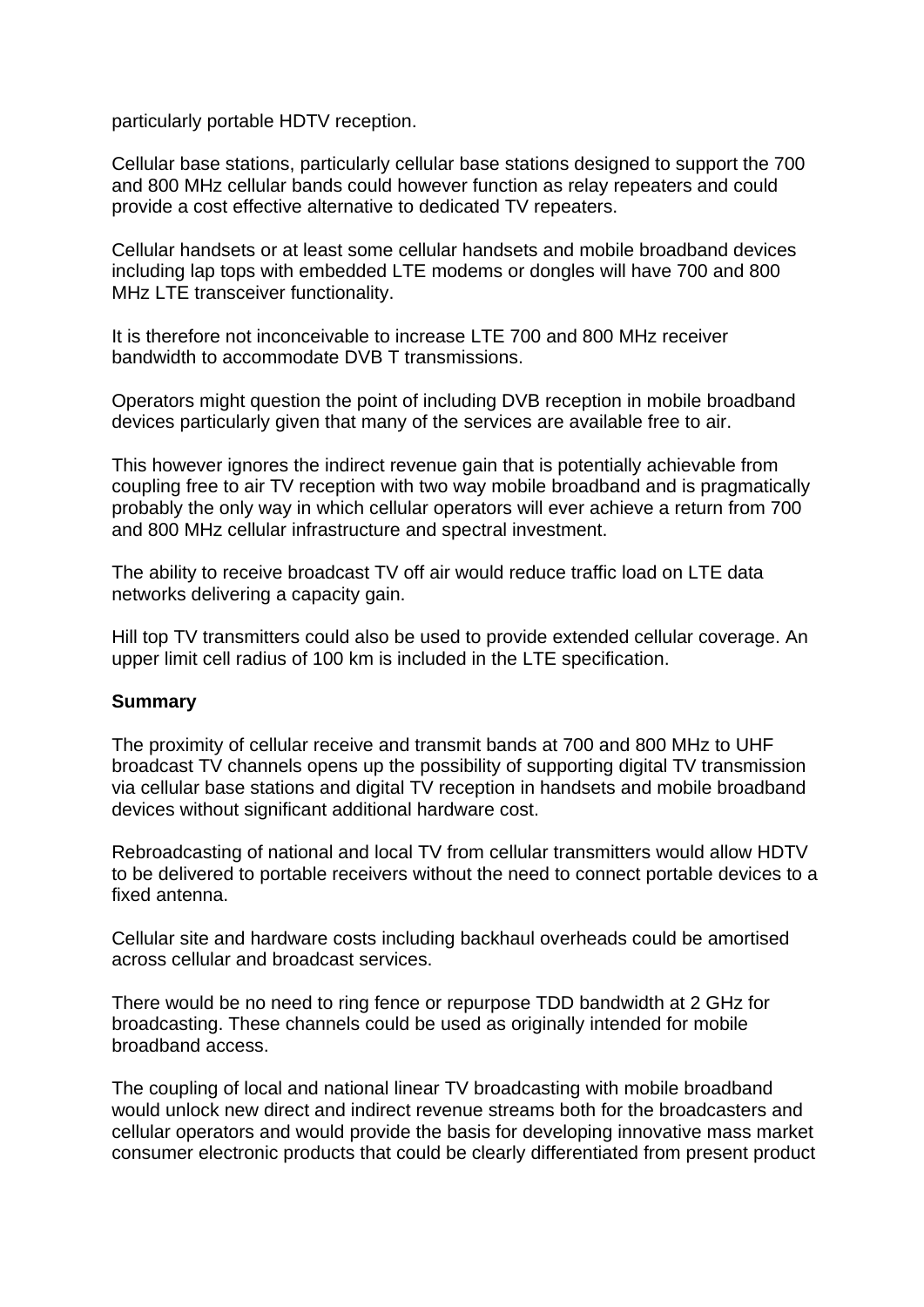particularly portable HDTV reception.

Cellular base stations, particularly cellular base stations designed to support the 700 and 800 MHz cellular bands could however function as relay repeaters and could provide a cost effective alternative to dedicated TV repeaters.

Cellular handsets or at least some cellular handsets and mobile broadband devices including lap tops with embedded LTE modems or dongles will have 700 and 800 MHz LTE transceiver functionality.

It is therefore not inconceivable to increase LTE 700 and 800 MHz receiver bandwidth to accommodate DVB T transmissions.

Operators might question the point of including DVB reception in mobile broadband devices particularly given that many of the services are available free to air.

This however ignores the indirect revenue gain that is potentially achievable from coupling free to air TV reception with two way mobile broadband and is pragmatically probably the only way in which cellular operators will ever achieve a return from 700 and 800 MHz cellular infrastructure and spectral investment.

The ability to receive broadcast TV off air would reduce traffic load on LTE data networks delivering a capacity gain.

Hill top TV transmitters could also be used to provide extended cellular coverage. An upper limit cell radius of 100 km is included in the LTE specification.

**Summary**

The proximity of cellular receive and transmit bands at 700 and 800 MHz to UHF broadcast TV channels opens up the possibility of supporting digital TV transmission via cellular base stations and digital TV reception in handsets and mobile broadband devices without significant additional hardware cost.

Rebroadcasting of national and local TV from cellular transmitters would allow HDTV to be delivered to portable receivers without the need to connect portable devices to a fixed antenna.

Cellular site and hardware costs including backhaul overheads could be amortised across cellular and broadcast services.

There would be no need to ring fence or repurpose TDD bandwidth at 2 GHz for broadcasting. These channels could be used as originally intended for mobile broadband access.

The coupling of local and national linear TV broadcasting with mobile broadband would unlock new direct and indirect revenue streams both for the broadcasters and cellular operators and would provide the basis for developing innovative mass market consumer electronic products that could be clearly differentiated from present product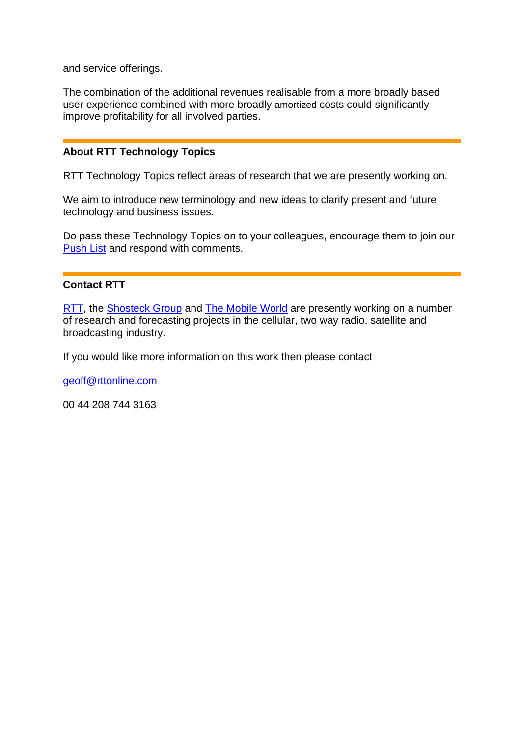and service offerings.

The combination of the additional revenues realisable from a more broadly based user experience combined with more broadly amortized costs could significantly improve profitability for all involved parties.

---

## About RTT Technology Topics

RTT Technology Topics reflect areas of research that we are presently working on.

We aim to introduce new terminology and new ideas to clarify present and future technology and business issues.

Do pass these Technology Topics on to your colleagues, encourage them to join our Push List and respond with comments.

---

## Contact RTT

RTT, the Shosteck Group and The Mobile World are presently working on a number of research and forecasting projects in the cellular, two way radio, satellite and broadcasting industry.

If you would like more information on this work then please contact

geoff@rttonline.com

00 44 208 744 3163